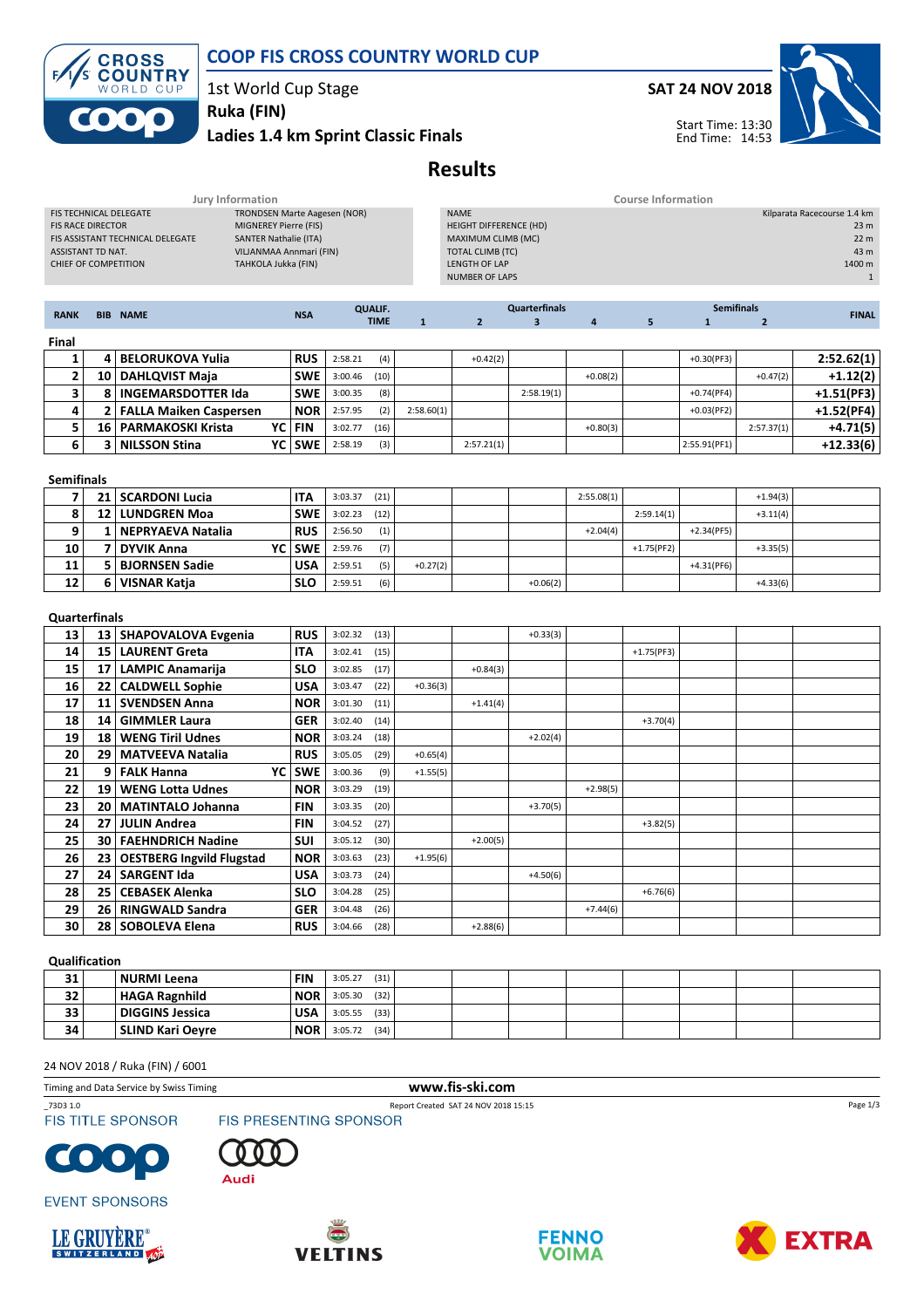# COOP FIS CROSS COUNTRY WORLD CUP

1st World Cup Stage

Ruka (FIN)

Ladies 1.4 km Sprint Classic Finals

SAT 24 NOV 2018

Start Time: 13:30
End Time: 14:53

## Results

| Jury Information | |
|---|---|
| FIS TECHNICAL DELEGATE | TRONDSEN Marte Aagesen (NOR) |
| FIS RACE DIRECTOR | MIGNEREY Pierre (FIS) |
| FIS ASSISTANT TECHNICAL DELEGATE | SANTER Nathalie (ITA) |
| ASSISTANT TD NAT. | VILJANMAA Annmari (FIN) |
| CHIEF OF COMPETITION | TAHKOLA Jukka (FIN) |

| Course Information | |
|---|---|
| NAME | Kilparata Racecourse 1.4 km |
| HEIGHT DIFFERENCE (HD) | 23 m |
| MAXIMUM CLIMB (MC) | 22 m |
| TOTAL CLIMB (TC) | 43 m |
| LENGTH OF LAP | 1400 m |
| NUMBER OF LAPS | 1 |

| RANK | BIB | NAME | | NSA | QUALIF. TIME | | Quarterfinals 1 | Quarterfinals 2 | Quarterfinals 3 | Quarterfinals 4 | Quarterfinals 5 | Semifinals 1 | Semifinals 2 | FINAL |
|---|---|---|---|---|---|---|---|---|---|---|---|---|---|---|
| **Final** | | | | | | | | | | | | | | |
| 1 | 4 | BELORUKOVA Yulia | | RUS | 2:58.21 | (4) | | +0.42(2) | | | | +0.30(PF3) | | 2:52.62(1) |
| 2 | 10 | DAHLQVIST Maja | | SWE | 3:00.46 | (10) | | | | +0.08(2) | | | +0.47(2) | +1.12(2) |
| 3 | 8 | INGEMARSDOTTER Ida | | SWE | 3:00.35 | (8) | | | 2:58.19(1) | | | +0.74(PF4) | | +1.51(PF3) |
| 4 | 2 | FALLA Maiken Caspersen | | NOR | 2:57.95 | (2) | 2:58.60(1) | | | | | +0.03(PF2) | | +1.52(PF4) |
| 5 | 16 | PARMAKOSKI Krista | YC | FIN | 3:02.77 | (16) | | | | +0.80(3) | | | 2:57.37(1) | +4.71(5) |
| 6 | 3 | NILSSON Stina | YC | SWE | 2:58.19 | (3) | | 2:57.21(1) | | | | 2:55.91(PF1) | | +12.33(6) |
| **Semifinals** | | | | | | | | | | | | | | |
| 7 | 21 | SCARDONI Lucia | | ITA | 3:03.37 | (21) | | | | 2:55.08(1) | | | +1.94(3) | |
| 8 | 12 | LUNDGREN Moa | | SWE | 3:02.23 | (12) | | | | | 2:59.14(1) | | +3.11(4) | |
| 9 | 1 | NEPRYAEVA Natalia | | RUS | 2:56.50 | (1) | | | | +2.04(4) | | +2.34(PF5) | | |
| 10 | 7 | DYVIK Anna | YC | SWE | 2:59.76 | (7) | | | | | +1.75(PF2) | | +3.35(5) | |
| 11 | 5 | BJORNSEN Sadie | | USA | 2:59.51 | (5) | +0.27(2) | | | | | +4.31(PF6) | | |
| 12 | 6 | VISNAR Katja | | SLO | 2:59.51 | (6) | | | +0.06(2) | | | | +4.33(6) | |
| **Quarterfinals** | | | | | | | | | | | | | | |
| 13 | 13 | SHAPOVALOVA Evgenia | | RUS | 3:02.32 | (13) | | | +0.33(3) | | | | | |
| 14 | 15 | LAURENT Greta | | ITA | 3:02.41 | (15) | | | | | +1.75(PF3) | | | |
| 15 | 17 | LAMPIC Anamarija | | SLO | 3:02.85 | (17) | | +0.84(3) | | | | | | |
| 16 | 22 | CALDWELL Sophie | | USA | 3:03.47 | (22) | +0.36(3) | | | | | | | |
| 17 | 11 | SVENDSEN Anna | | NOR | 3:01.30 | (11) | | +1.41(4) | | | | | | |
| 18 | 14 | GIMMLER Laura | | GER | 3:02.40 | (14) | | | | | +3.70(4) | | | |
| 19 | 18 | WENG Tiril Udnes | | NOR | 3:03.24 | (18) | | | +2.02(4) | | | | | |
| 20 | 29 | MATVEEVA Natalia | | RUS | 3:05.05 | (29) | +0.65(4) | | | | | | | |
| 21 | 9 | FALK Hanna | YC | SWE | 3:00.36 | (9) | +1.55(5) | | | | | | | |
| 22 | 19 | WENG Lotta Udnes | | NOR | 3:03.29 | (19) | | | | +2.98(5) | | | | |
| 23 | 20 | MATINTALO Johanna | | FIN | 3:03.35 | (20) | | | +3.70(5) | | | | | |
| 24 | 27 | JULIN Andrea | | FIN | 3:04.52 | (27) | | | | | +3.82(5) | | | |
| 25 | 30 | FAEHNDRICH Nadine | | SUI | 3:05.12 | (30) | | +2.00(5) | | | | | | |
| 26 | 23 | OESTBERG Ingvild Flugstad | | NOR | 3:03.63 | (23) | +1.95(6) | | | | | | | |
| 27 | 24 | SARGENT Ida | | USA | 3:03.73 | (24) | | | +4.50(6) | | | | | |
| 28 | 25 | CEBASEK Alenka | | SLO | 3:04.28 | (25) | | | | | +6.76(6) | | | |
| 29 | 26 | RINGWALD Sandra | | GER | 3:04.48 | (26) | | | | +7.44(6) | | | | |
| 30 | 28 | SOBOLEVA Elena | | RUS | 3:04.66 | (28) | | +2.88(6) | | | | | | |
| **Qualification** | | | | | | | | | | | | | | |
| 31 | | NURMI Leena | | FIN | 3:05.27 | (31) | | | | | | | | |
| 32 | | HAGA Ragnhild | | NOR | 3:05.30 | (32) | | | | | | | | |
| 33 | | DIGGINS Jessica | | USA | 3:05.55 | (33) | | | | | | | | |
| 34 | | SLIND Kari Oeyre | | NOR | 3:05.72 | (34) | | | | | | | | |

24 NOV 2018 / Ruka (FIN) / 6001

Timing and Data Service by Swiss Timing — www.fis-ski.com

_73D3 1.0 — Report Created SAT 24 NOV 2018 15:15

FIS TITLE SPONSOR — FIS PRESENTING SPONSOR

EVENT SPONSORS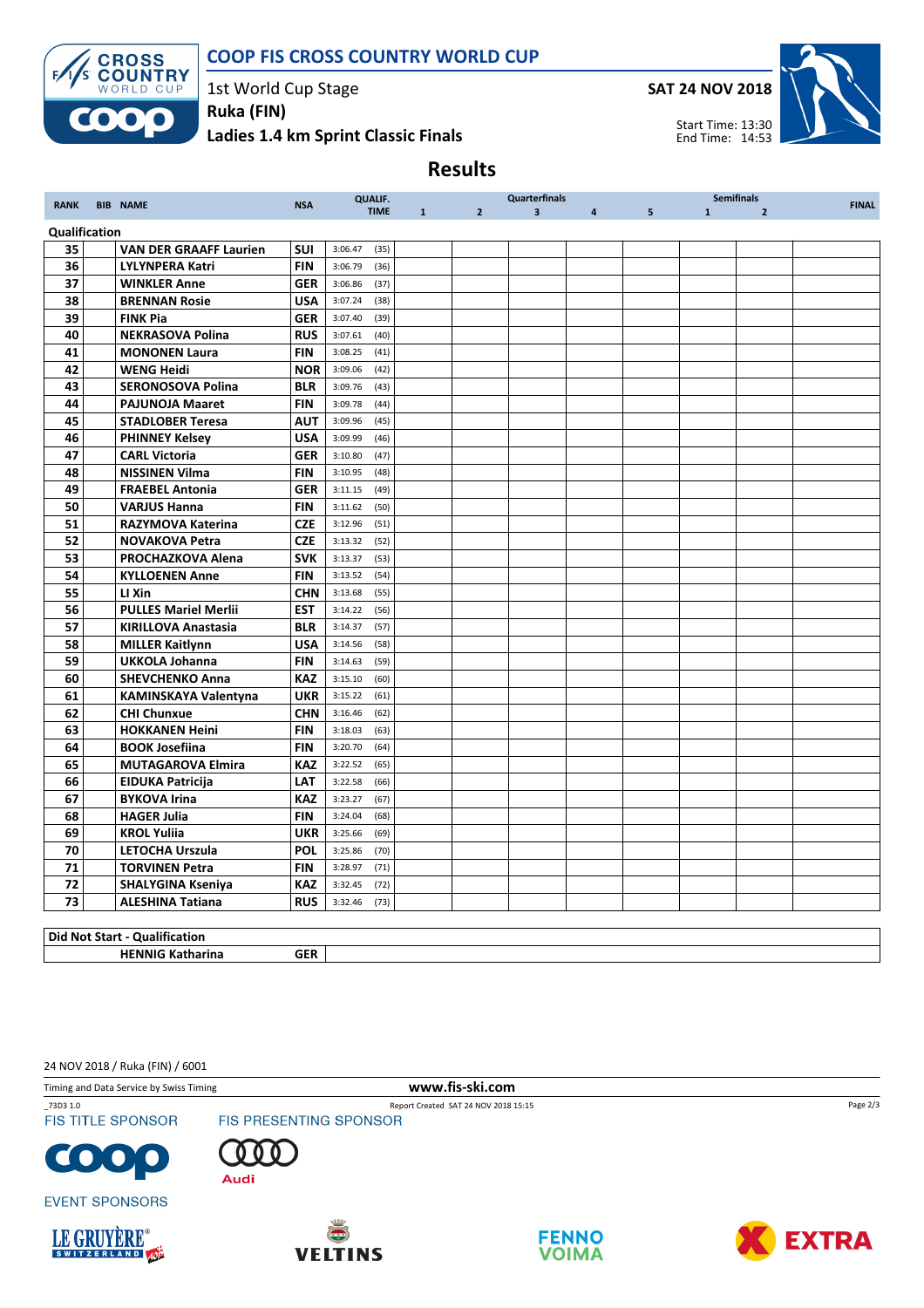# COOP FIS CROSS COUNTRY WORLD CUP

1st World Cup Stage

**Ruka (FIN)**

**Ladies 1.4 km Sprint Classic Finals**

**SAT 24 NOV 2018**

Start Time: 13:30
End Time: 14:53

## Results

| RANK | BIB | NAME | NSA | QUALIF. TIME | Quarterfinals 1 | 2 | 3 | 4 | 5 | Semifinals 1 | 2 | FINAL |
|---|---|---|---|---|---|---|---|---|---|---|---|---|
| **Qualification** | | | | | | | | | | | | |
| 35 | | VAN DER GRAAFF Laurien | SUI | 3:06.47 (35) | | | | | | | | |
| 36 | | LYLYNPERA Katri | FIN | 3:06.79 (36) | | | | | | | | |
| 37 | | WINKLER Anne | GER | 3:06.86 (37) | | | | | | | | |
| 38 | | BRENNAN Rosie | USA | 3:07.24 (38) | | | | | | | | |
| 39 | | FINK Pia | GER | 3:07.40 (39) | | | | | | | | |
| 40 | | NEKRASOVA Polina | RUS | 3:07.61 (40) | | | | | | | | |
| 41 | | MONONEN Laura | FIN | 3:08.25 (41) | | | | | | | | |
| 42 | | WENG Heidi | NOR | 3:09.06 (42) | | | | | | | | |
| 43 | | SERONOSOVA Polina | BLR | 3:09.76 (43) | | | | | | | | |
| 44 | | PAJUNOJA Maaret | FIN | 3:09.78 (44) | | | | | | | | |
| 45 | | STADLOBER Teresa | AUT | 3:09.96 (45) | | | | | | | | |
| 46 | | PHINNEY Kelsey | USA | 3:09.99 (46) | | | | | | | | |
| 47 | | CARL Victoria | GER | 3:10.80 (47) | | | | | | | | |
| 48 | | NISSINEN Vilma | FIN | 3:10.95 (48) | | | | | | | | |
| 49 | | FRAEBEL Antonia | GER | 3:11.15 (49) | | | | | | | | |
| 50 | | VARJUS Hanna | FIN | 3:11.62 (50) | | | | | | | | |
| 51 | | RAZYMOVA Katerina | CZE | 3:12.96 (51) | | | | | | | | |
| 52 | | NOVAKOVA Petra | CZE | 3:13.32 (52) | | | | | | | | |
| 53 | | PROCHAZKOVA Alena | SVK | 3:13.37 (53) | | | | | | | | |
| 54 | | KYLLOENEN Anne | FIN | 3:13.52 (54) | | | | | | | | |
| 55 | | LI Xin | CHN | 3:13.68 (55) | | | | | | | | |
| 56 | | PULLES Mariel Merlii | EST | 3:14.22 (56) | | | | | | | | |
| 57 | | KIRILLOVA Anastasia | BLR | 3:14.37 (57) | | | | | | | | |
| 58 | | MILLER Kaitlynn | USA | 3:14.56 (58) | | | | | | | | |
| 59 | | UKKOLA Johanna | FIN | 3:14.63 (59) | | | | | | | | |
| 60 | | SHEVCHENKO Anna | KAZ | 3:15.10 (60) | | | | | | | | |
| 61 | | KAMINSKAYA Valentyna | UKR | 3:15.22 (61) | | | | | | | | |
| 62 | | CHI Chunxue | CHN | 3:16.46 (62) | | | | | | | | |
| 63 | | HOKKANEN Heini | FIN | 3:18.03 (63) | | | | | | | | |
| 64 | | BOOK Josefiina | FIN | 3:20.70 (64) | | | | | | | | |
| 65 | | MUTAGAROVA Elmira | KAZ | 3:22.52 (65) | | | | | | | | |
| 66 | | EIDUKA Patricija | LAT | 3:22.58 (66) | | | | | | | | |
| 67 | | BYKOVA Irina | KAZ | 3:23.27 (67) | | | | | | | | |
| 68 | | HAGER Julia | FIN | 3:24.04 (68) | | | | | | | | |
| 69 | | KROL Yuliia | UKR | 3:25.66 (69) | | | | | | | | |
| 70 | | LETOCHA Urszula | POL | 3:25.86 (70) | | | | | | | | |
| 71 | | TORVINEN Petra | FIN | 3:28.97 (71) | | | | | | | | |
| 72 | | SHALYGINA Kseniya | KAZ | 3:32.45 (72) | | | | | | | | |
| 73 | | ALESHINA Tatiana | RUS | 3:32.46 (73) | | | | | | | | |

| Did Not Start - Qualification | |
|---|---|
| HENNIG Katharina | GER |

24 NOV 2018 / Ruka (FIN) / 6001

Timing and Data Service by Swiss Timing

www.fis-ski.com

_73D3 1.0

Report Created SAT 24 NOV 2018 15:15

FIS TITLE SPONSOR

FIS PRESENTING SPONSOR

EVENT SPONSORS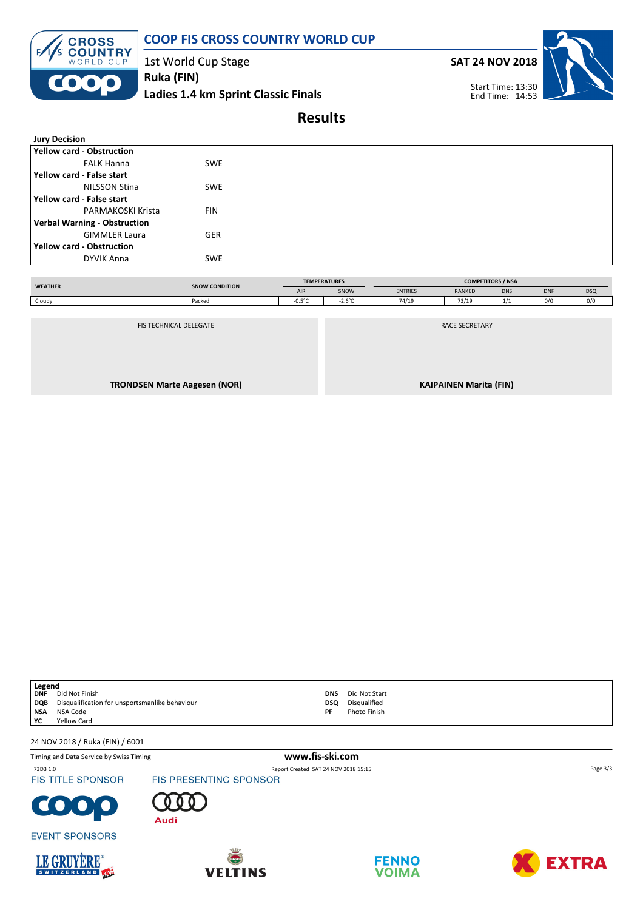# COOP FIS CROSS COUNTRY WORLD CUP

1st World Cup Stage

**Ruka (FIN)**

**Ladies 1.4 km Sprint Classic Finals**

**SAT 24 NOV 2018**

Start Time: 13:30
End Time: 14:53

## Results

**Jury Decision**

| | |
|---|---|
| **Yellow card - Obstruction** | |
| FALK Hanna | SWE |
| **Yellow card - False start** | |
| NILSSON Stina | SWE |
| **Yellow card - False start** | |
| PARMAKOSKI Krista | FIN |
| **Verbal Warning - Obstruction** | |
| GIMMLER Laura | GER |
| **Yellow card - Obstruction** | |
| DYVIK Anna | SWE |

| WEATHER | SNOW CONDITION | TEMPERATURES | | COMPETITORS / NSA | | | | |
|---|---|---|---|---|---|---|---|---|
| | | AIR | SNOW | ENTRIES | RANKED | DNS | DNF | DSQ |
| Cloudy | Packed | -0.5°C | -2.6°C | 74/19 | 73/19 | 1/1 | 0/0 | 0/0 |

| FIS TECHNICAL DELEGATE | RACE SECRETARY |
|---|---|
| **TRONDSEN Marte Aagesen (NOR)** | **KAIPAINEN Marita (FIN)** |

**Legend**

| | | | |
|---|---|---|---|
| **DNF** | Did Not Finish | **DNS** | Did Not Start |
| **DQB** | Disqualification for unsportsmanlike behaviour | **DSQ** | Disqualified |
| **NSA** | NSA Code | **PF** | Photo Finish |
| **YC** | Yellow Card | | |

24 NOV 2018 / Ruka (FIN) / 6001

Timing and Data Service by Swiss Timing

**www.fis-ski.com**

_73D3 1.0

Report Created SAT 24 NOV 2018 15:15

FIS TITLE SPONSOR

FIS PRESENTING SPONSOR

EVENT SPONSORS